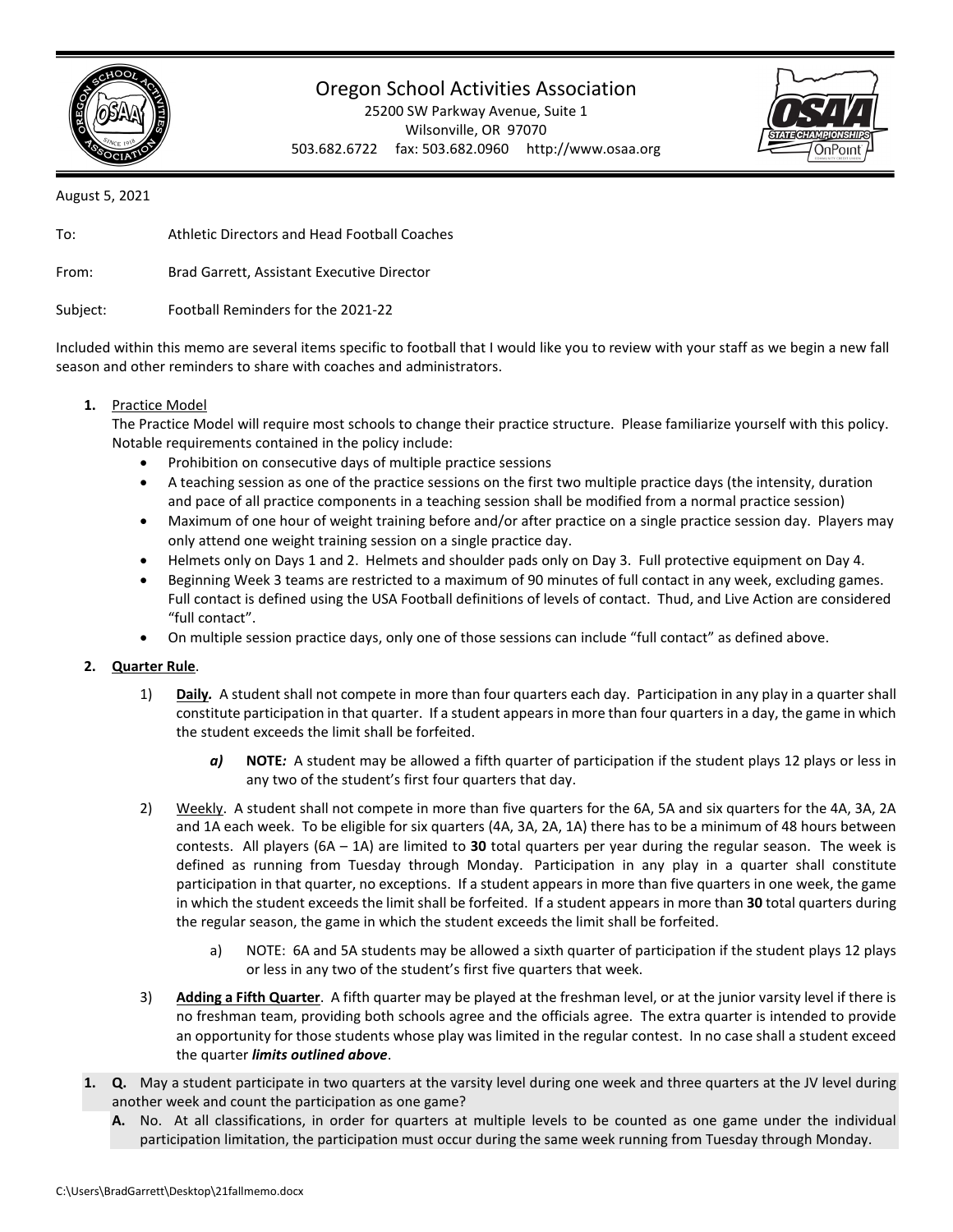# Oregon School Activities Association

25200 SW Parkway Avenue, Suite 1
Wilsonville, OR 97070
503.682.6722 fax: 503.682.0960 http://www.osaa.org

August 5, 2021

To: Athletic Directors and Head Football Coaches

From: Brad Garrett, Assistant Executive Director

Subject: Football Reminders for the 2021-22

Included within this memo are several items specific to football that I would like you to review with your staff as we begin a new fall season and other reminders to share with coaches and administrators.

1. Practice Model
   The Practice Model will require most schools to change their practice structure. Please familiarize yourself with this policy. Notable requirements contained in the policy include:
   - Prohibition on consecutive days of multiple practice sessions
   - A teaching session as one of the practice sessions on the first two multiple practice days (the intensity, duration and pace of all practice components in a teaching session shall be modified from a normal practice session)
   - Maximum of one hour of weight training before and/or after practice on a single practice session day. Players may only attend one weight training session on a single practice day.
   - Helmets only on Days 1 and 2. Helmets and shoulder pads only on Day 3. Full protective equipment on Day 4.
   - Beginning Week 3 teams are restricted to a maximum of 90 minutes of full contact in any week, excluding games. Full contact is defined using the USA Football definitions of levels of contact. Thud, and Live Action are considered "full contact".
   - On multiple session practice days, only one of those sessions can include "full contact" as defined above.

2. **Quarter Rule**.
   1) **Daily.** A student shall not compete in more than four quarters each day. Participation in any play in a quarter shall constitute participation in that quarter. If a student appears in more than four quarters in a day, the game in which the student exceeds the limit shall be forfeited.
      - ***a)*** **NOTE*:*** A student may be allowed a fifth quarter of participation if the student plays 12 plays or less in any two of the student's first four quarters that day.
   2) Weekly. A student shall not compete in more than five quarters for the 6A, 5A and six quarters for the 4A, 3A, 2A and 1A each week. To be eligible for six quarters (4A, 3A, 2A, 1A) there has to be a minimum of 48 hours between contests. All players (6A – 1A) are limited to **30** total quarters per year during the regular season. The week is defined as running from Tuesday through Monday. Participation in any play in a quarter shall constitute participation in that quarter, no exceptions. If a student appears in more than five quarters in one week, the game in which the student exceeds the limit shall be forfeited. If a student appears in more than **30** total quarters during the regular season, the game in which the student exceeds the limit shall be forfeited.
      - a) NOTE: 6A and 5A students may be allowed a sixth quarter of participation if the student plays 12 plays or less in any two of the student's first five quarters that week.
   3) **Adding a Fifth Quarter**. A fifth quarter may be played at the freshman level, or at the junior varsity level if there is no freshman team, providing both schools agree and the officials agree. The extra quarter is intended to provide an opportunity for those students whose play was limited in the regular contest. In no case shall a student exceed the quarter ***limits outlined above***.

1. **Q.** May a student participate in two quarters at the varsity level during one week and three quarters at the JV level during another week and count the participation as one game?
   **A.** No. At all classifications, in order for quarters at multiple levels to be counted as one game under the individual participation limitation, the participation must occur during the same week running from Tuesday through Monday.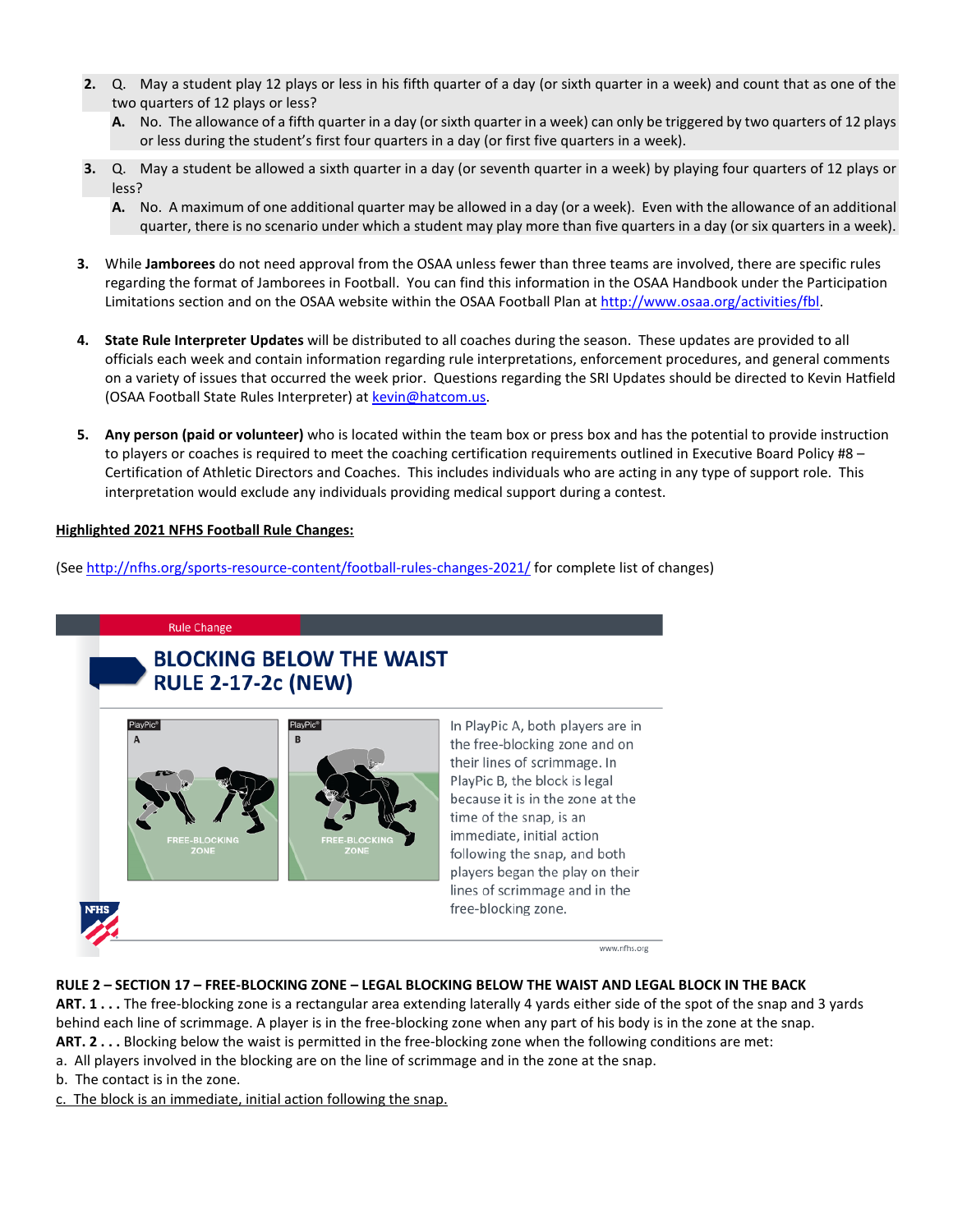2. Q. May a student play 12 plays or less in his fifth quarter of a day (or sixth quarter in a week) and count that as one of the two quarters of 12 plays or less?

   **A.** No. The allowance of a fifth quarter in a day (or sixth quarter in a week) can only be triggered by two quarters of 12 plays or less during the student's first four quarters in a day (or first five quarters in a week).

3. Q. May a student be allowed a sixth quarter in a day (or seventh quarter in a week) by playing four quarters of 12 plays or less?

   **A.** No. A maximum of one additional quarter may be allowed in a day (or a week). Even with the allowance of an additional quarter, there is no scenario under which a student may play more than five quarters in a day (or six quarters in a week).

3. While **Jamborees** do not need approval from the OSAA unless fewer than three teams are involved, there are specific rules regarding the format of Jamborees in Football. You can find this information in the OSAA Handbook under the Participation Limitations section and on the OSAA website within the OSAA Football Plan at http://www.osaa.org/activities/fbl.

4. **State Rule Interpreter Updates** will be distributed to all coaches during the season. These updates are provided to all officials each week and contain information regarding rule interpretations, enforcement procedures, and general comments on a variety of issues that occurred the week prior. Questions regarding the SRI Updates should be directed to Kevin Hatfield (OSAA Football State Rules Interpreter) at kevin@hatcom.us.

5. **Any person (paid or volunteer)** who is located within the team box or press box and has the potential to provide instruction to players or coaches is required to meet the coaching certification requirements outlined in Executive Board Policy #8 – Certification of Athletic Directors and Coaches. This includes individuals who are acting in any type of support role. This interpretation would exclude any individuals providing medical support during a contest.

**Highlighted 2021 NFHS Football Rule Changes:**

(See http://nfhs.org/sports-resource-content/football-rules-changes-2021/ for complete list of changes)

Rule Change

## BLOCKING BELOW THE WAIST RULE 2-17-2c (NEW)

In PlayPic A, both players are in the free-blocking zone and on their lines of scrimmage. In PlayPic B, the block is legal because it is in the zone at the time of the snap, is an immediate, initial action following the snap, and both players began the play on their lines of scrimmage and in the free-blocking zone.

www.nfhs.org

**RULE 2 – SECTION 17 – FREE-BLOCKING ZONE – LEGAL BLOCKING BELOW THE WAIST AND LEGAL BLOCK IN THE BACK**

**ART. 1 . . .** The free-blocking zone is a rectangular area extending laterally 4 yards either side of the spot of the snap and 3 yards behind each line of scrimmage. A player is in the free-blocking zone when any part of his body is in the zone at the snap.

**ART. 2 . . .** Blocking below the waist is permitted in the free-blocking zone when the following conditions are met:

a. All players involved in the blocking are on the line of scrimmage and in the zone at the snap.

b. The contact is in the zone.

<u>c. The block is an immediate, initial action following the snap.</u>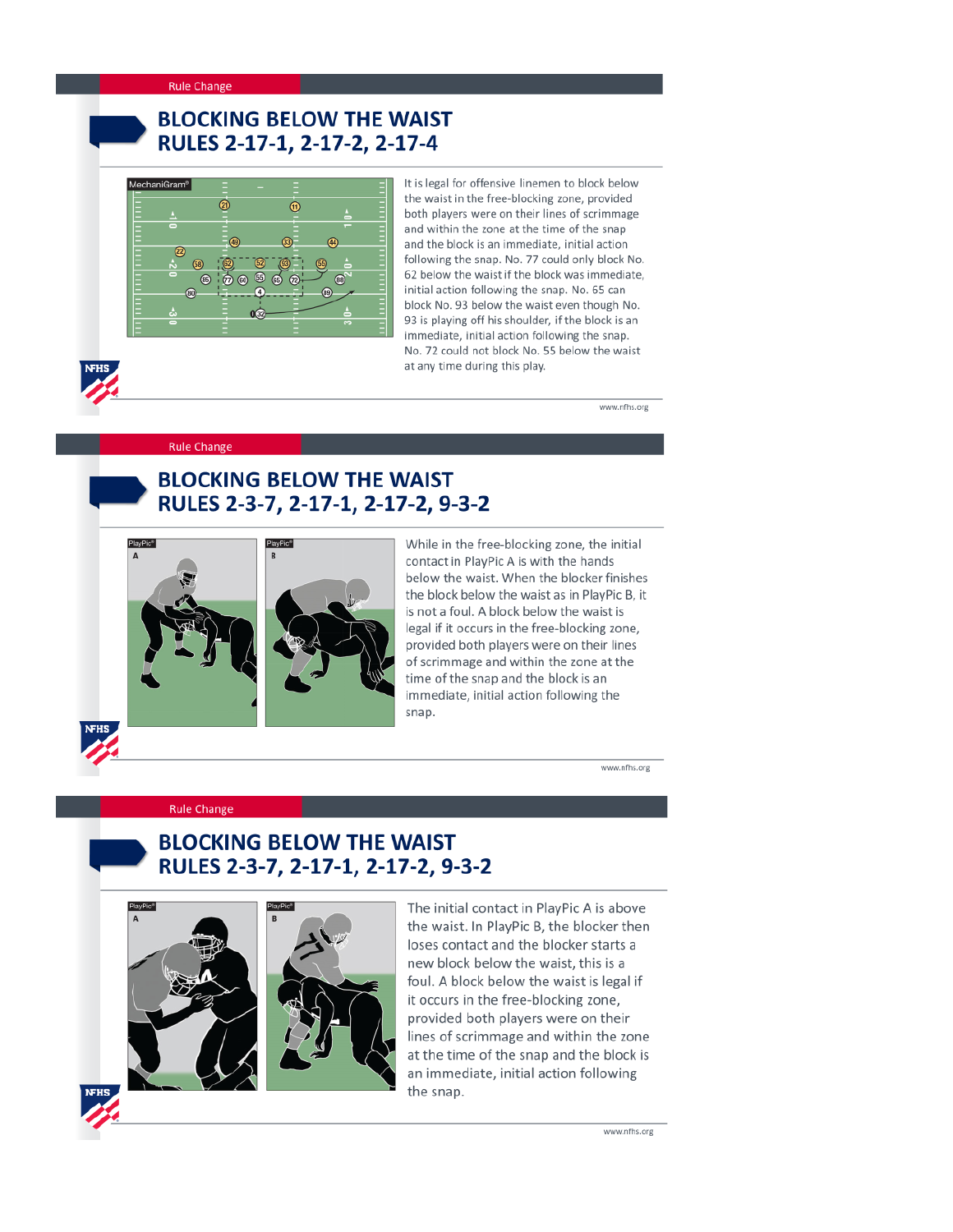Rule Change

## BLOCKING BELOW THE WAIST
## RULES 2-17-1, 2-17-2, 2-17-4

It is legal for offensive linemen to block below the waist in the free-blocking zone, provided both players were on their lines of scrimmage and within the zone at the time of the snap and the block is an immediate, initial action following the snap. No. 77 could only block No. 62 below the waist if the block was immediate, initial action following the snap. No. 65 can block No. 93 below the waist even though No. 93 is playing off his shoulder, if the block is an immediate, initial action following the snap. No. 72 could not block No. 55 below the waist at any time during this play.

www.nfhs.org

Rule Change

## BLOCKING BELOW THE WAIST
## RULES 2-3-7, 2-17-1, 2-17-2, 9-3-2

While in the free-blocking zone, the initial contact in PlayPic A is with the hands below the waist. When the blocker finishes the block below the waist as in PlayPic B, it is not a foul. A block below the waist is legal if it occurs in the free-blocking zone, provided both players were on their lines of scrimmage and within the zone at the time of the snap and the block is an immediate, initial action following the snap.

www.nfhs.org

Rule Change

## BLOCKING BELOW THE WAIST
## RULES 2-3-7, 2-17-1, 2-17-2, 9-3-2

The initial contact in PlayPic A is above the waist. In PlayPic B, the blocker then loses contact and the blocker starts a new block below the waist, this is a foul. A block below the waist is legal if it occurs in the free-blocking zone, provided both players were on their lines of scrimmage and within the zone at the time of the snap and the block is an immediate, initial action following the snap.

www.nfhs.org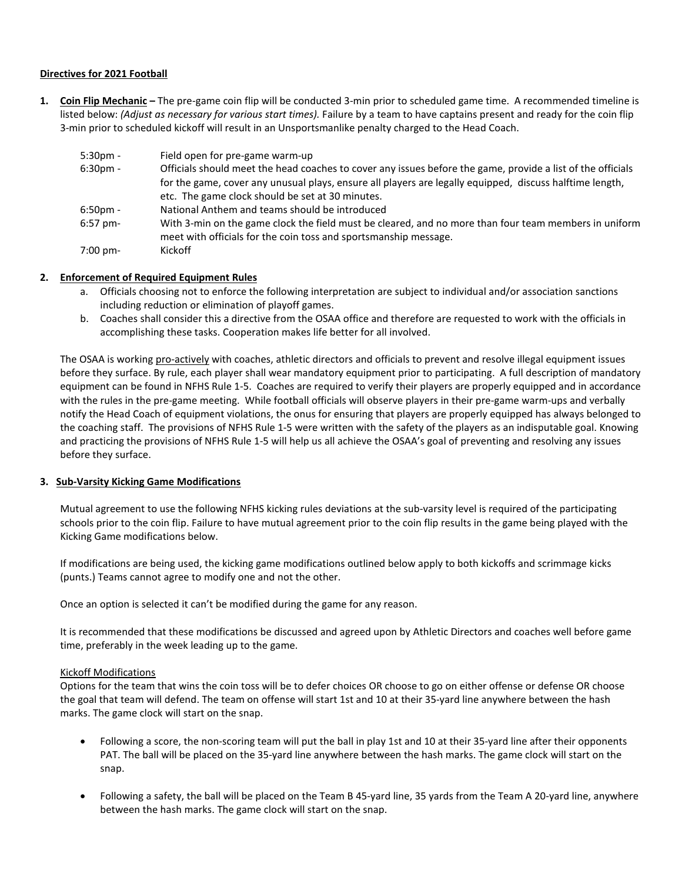**<u>Directives for 2021 Football</u>**

1. **<u>Coin Flip Mechanic</u> –** The pre-game coin flip will be conducted 3-min prior to scheduled game time. A recommended timeline is listed below: *(Adjust as necessary for various start times).* Failure by a team to have captains present and ready for the coin flip 3-min prior to scheduled kickoff will result in an Unsportsmanlike penalty charged to the Head Coach.

| | |
|---|---|
| 5:30pm - | Field open for pre-game warm-up |
| 6:30pm - | Officials should meet the head coaches to cover any issues before the game, provide a list of the officials for the game, cover any unusual plays, ensure all players are legally equipped, discuss halftime length, etc. The game clock should be set at 30 minutes. |
| 6:50pm - | National Anthem and teams should be introduced |
| 6:57 pm- | With 3-min on the game clock the field must be cleared, and no more than four team members in uniform meet with officials for the coin toss and sportsmanship message. |
| 7:00 pm- | Kickoff |

2. **<u>Enforcement of Required Equipment Rules</u>**
   a. Officials choosing not to enforce the following interpretation are subject to individual and/or association sanctions including reduction or elimination of playoff games.
   b. Coaches shall consider this a directive from the OSAA office and therefore are requested to work with the officials in accomplishing these tasks. Cooperation makes life better for all involved.

   The OSAA is working <u>pro-actively</u> with coaches, athletic directors and officials to prevent and resolve illegal equipment issues before they surface. By rule, each player shall wear mandatory equipment prior to participating. A full description of mandatory equipment can be found in NFHS Rule 1-5. Coaches are required to verify their players are properly equipped and in accordance with the rules in the pre-game meeting. While football officials will observe players in their pre-game warm-ups and verbally notify the Head Coach of equipment violations, the onus for ensuring that players are properly equipped has always belonged to the coaching staff. The provisions of NFHS Rule 1-5 were written with the safety of the players as an indisputable goal. Knowing and practicing the provisions of NFHS Rule 1-5 will help us all achieve the OSAA's goal of preventing and resolving any issues before they surface.

3. **<u>Sub-Varsity Kicking Game Modifications</u>**

   Mutual agreement to use the following NFHS kicking rules deviations at the sub-varsity level is required of the participating schools prior to the coin flip. Failure to have mutual agreement prior to the coin flip results in the game being played with the Kicking Game modifications below.

   If modifications are being used, the kicking game modifications outlined below apply to both kickoffs and scrimmage kicks (punts.) Teams cannot agree to modify one and not the other.

   Once an option is selected it can't be modified during the game for any reason.

   It is recommended that these modifications be discussed and agreed upon by Athletic Directors and coaches well before game time, preferably in the week leading up to the game.

   <u>Kickoff Modifications</u>
   Options for the team that wins the coin toss will be to defer choices OR choose to go on either offense or defense OR choose the goal that team will defend. The team on offense will start 1st and 10 at their 35-yard line anywhere between the hash marks. The game clock will start on the snap.

   - Following a score, the non-scoring team will put the ball in play 1st and 10 at their 35-yard line after their opponents PAT. The ball will be placed on the 35-yard line anywhere between the hash marks. The game clock will start on the snap.

   - Following a safety, the ball will be placed on the Team B 45-yard line, 35 yards from the Team A 20-yard line, anywhere between the hash marks. The game clock will start on the snap.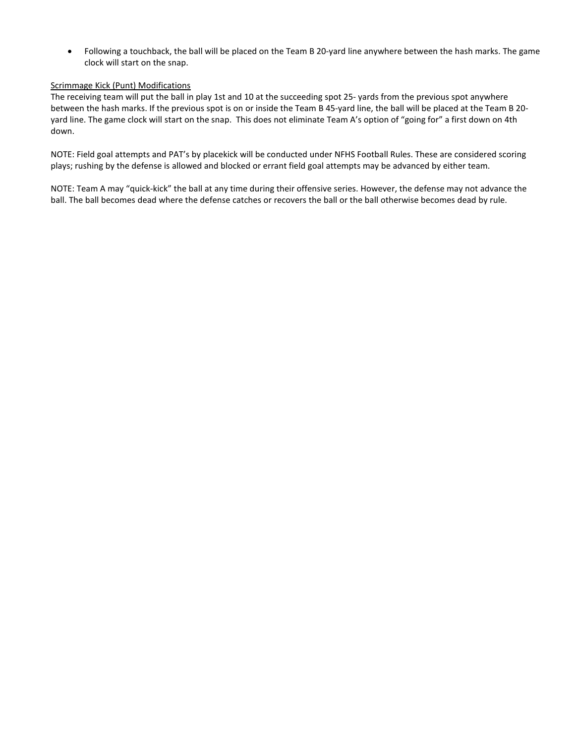- Following a touchback, the ball will be placed on the Team B 20-yard line anywhere between the hash marks. The game clock will start on the snap.

<u>Scrimmage Kick (Punt) Modifications</u>

The receiving team will put the ball in play 1st and 10 at the succeeding spot 25- yards from the previous spot anywhere between the hash marks. If the previous spot is on or inside the Team B 45-yard line, the ball will be placed at the Team B 20-yard line. The game clock will start on the snap. This does not eliminate Team A's option of "going for" a first down on 4th down.

NOTE: Field goal attempts and PAT's by placekick will be conducted under NFHS Football Rules. These are considered scoring plays; rushing by the defense is allowed and blocked or errant field goal attempts may be advanced by either team.

NOTE: Team A may "quick-kick" the ball at any time during their offensive series. However, the defense may not advance the ball. The ball becomes dead where the defense catches or recovers the ball or the ball otherwise becomes dead by rule.